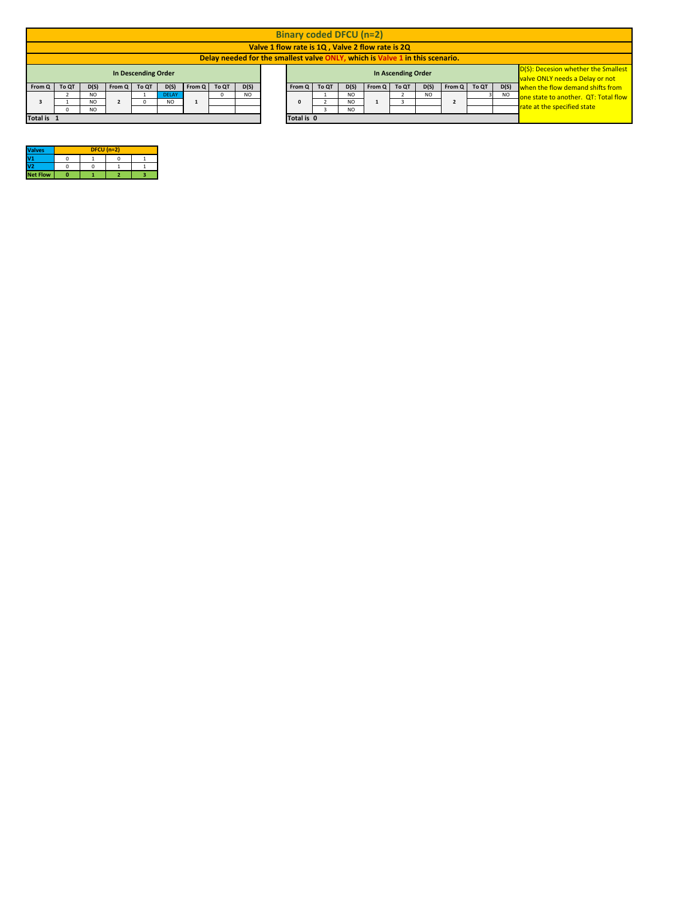# Binary coded DFCU (n=2)

**Valve 1 flow rate is 1Q , Valve 2 flow rate is 2Q**

**Delay needed for the smallest valve ONLY, which is Valve 1 in this scenario.**

**In Descending Order**

| From Q | To QT | D(S) | From Q | To QT | D(S) | From Q | To QT | D(S) |
|---|---|---|---|---|---|---|---|---|
| 3 | 2 | NO | 2 | 1 | DELAY | 1 | 0 | NO |
| | 1 | NO | | 0 | NO | | | |
| | 0 | NO | | | | | | |
| Total is 1 | | | | | | | | |

**In Ascending Order**

| From Q | To QT | D(S) | From Q | To QT | D(S) | From Q | To QT | D(S) |
|---|---|---|---|---|---|---|---|---|
| 0 | 1 | NO | 1 | 2 | NO | 2 | 3 | NO |
| | 2 | NO | | 3 | | | | |
| | 3 | NO | | | | | | |
| Total is 0 | | | | | | | | |

D(S): Decesion whether the Smallest valve ONLY needs a Delay or not when the flow demand shifts from one state to another. QT: Total flow rate at the specified state

| Valves | DFCU (n=2) | | | |
|---|---|---|---|---|
| V1 | 0 | 1 | 0 | 1 |
| V2 | 0 | 0 | 1 | 1 |
| Net Flow | 0 | 1 | 2 | 3 |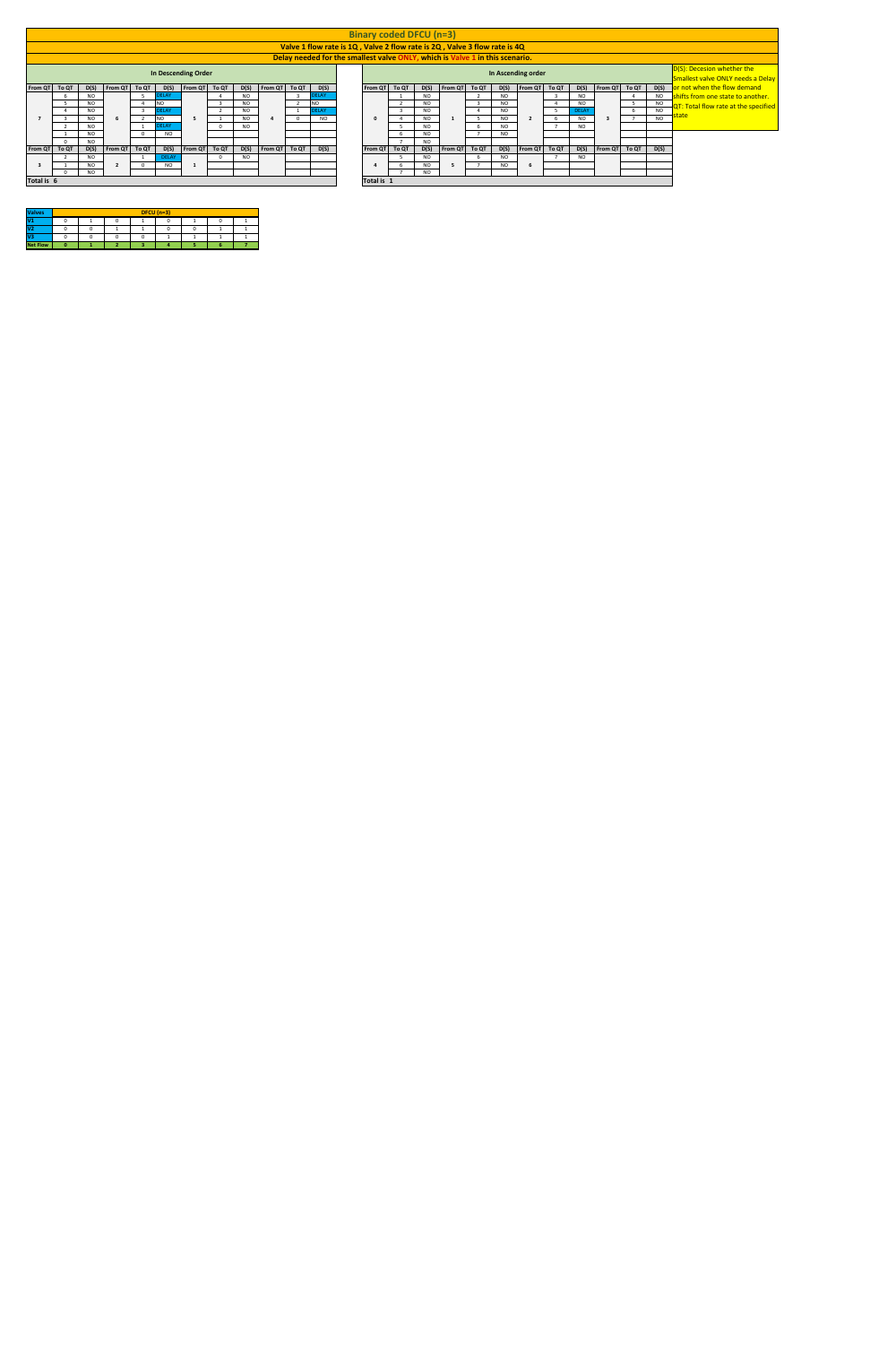# Binary coded DFCU (n=3)

**Valve 1 flow rate is 1Q , Valve 2 flow rate is 2Q , Valve 3 flow rate is 4Q**

**Delay needed for the smallest valve ONLY, which is Valve 1 in this scenario.**

D(S): Decesion whether the Smallest valve ONLY needs a Delay or not when the flow demand shifts from one state to another.

QT: Total flow rate at the specified state

## In Descending Order

| From QT | To QT | D(S) | From QT | To QT | D(S) | From QT | To QT | D(S) | From QT | To QT | D(S) |
|---|---|---|---|---|---|---|---|---|---|---|---|
| 7 | 6 | NO | 6 | 5 | DELAY | 5 | 4 | NO | 4 | 3 | DELAY |
| | 5 | NO | | 4 | NO | | 3 | NO | | 2 | NO |
| | 4 | NO | | 3 | DELAY | | 2 | NO | | 1 | DELAY |
| | 3 | NO | | 2 | NO | | 1 | NO | | 0 | NO |
| | 2 | NO | | 1 | DELAY | | 0 | NO | | | |
| | 1 | NO | | 0 | NO | | | | | | |
| | 0 | NO | | | | | | | | | |
| **From QT** | **To QT** | **D(S)** | **From QT** | **To QT** | **D(S)** | **From QT** | **To QT** | **D(S)** | **From QT** | **To QT** | **D(S)** |
| 3 | 2 | NO | 2 | 1 | DELAY | 1 | 0 | NO | | | |
| | 1 | NO | | 0 | NO | | | | | | |
| | 0 | NO | | | | | | | | | |

**Total is 6**

## In Ascending order

| From QT | To QT | D(S) | From QT | To QT | D(S) | From QT | To QT | D(S) | From QT | To QT | D(S) |
|---|---|---|---|---|---|---|---|---|---|---|---|
| 0 | 1 | NO | 1 | 2 | NO | 2 | 3 | NO | 3 | 4 | NO |
| | 2 | NO | | 3 | NO | | 4 | NO | | 5 | NO |
| | 3 | NO | | 4 | NO | | 5 | DELAY | | 6 | NO |
| | 4 | NO | | 5 | NO | | 6 | NO | | 7 | NO |
| | 5 | NO | | 6 | NO | | 7 | NO | | | |
| | 6 | NO | | 7 | NO | | | | | | |
| | 7 | NO | | | | | | | | | |
| **From QT** | **To QT** | **D(S)** | **From QT** | **To QT** | **D(S)** | **From QT** | **To QT** | **D(S)** | **From QT** | **To QT** | **D(S)** |
| 4 | 5 | NO | 5 | 6 | NO | 6 | 7 | NO | | | |
| | 6 | NO | | 7 | NO | | | | | | |
| | 7 | NO | | | | | | | | | |

**Total is 1**

| Valves | DFCU (n=3) | | | | | | | |
|---|---|---|---|---|---|---|---|---|
| V1 | 0 | 1 | 0 | 1 | 0 | 1 | 0 | 1 |
| V2 | 0 | 0 | 1 | 1 | 0 | 0 | 1 | 1 |
| V3 | 0 | 0 | 0 | 0 | 1 | 1 | 1 | 1 |
| Net Flow | 0 | 1 | 2 | 3 | 4 | 5 | 6 | 7 |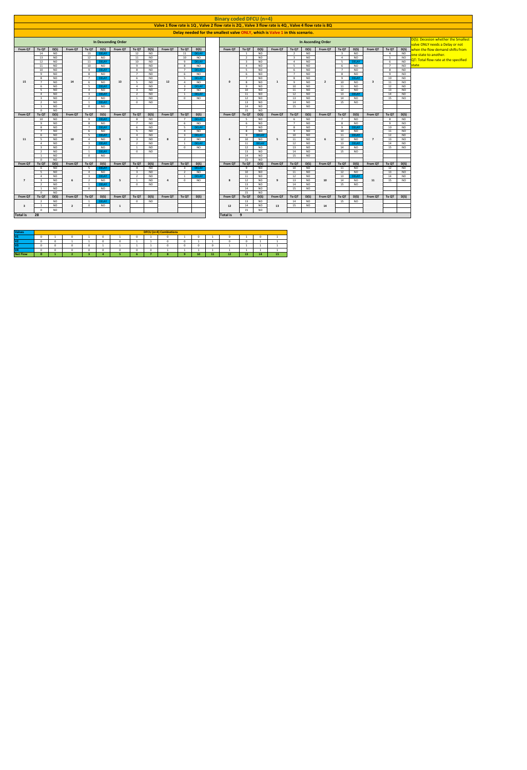# Binary coded DFCU (n=4)

**Valve 1 flow rate is 1Q , Valve 2 flow rate is 2Q , Valve 3 flow rate is 4Q , Valve 4 flow rate is 8Q**

**Delay needed for the smallest valve ONLY, which is Valve 1 in this scenario.**

D(S): Decesion whether the Smallest valve ONLY needs a Delay or not when the flow demand shifts from one state to another.
QT: Total flow rate at the specified state

## In Descending Order

| From QT | To QT | D(S) | From QT | To QT | D(S) | From QT | To QT | D(S) | From QT | To QT | D(S) |
|---|---|---|---|---|---|---|---|---|---|---|---|
| 15 | 14 | NO | 14 | 13 | DELAY | 13 | 12 | NO | 12 | 11 | DELAY |
| | 13 | NO | | 12 | NO | | 11 | NO | | 10 | NO |
| | 12 | NO | | 11 | DELAY | | 10 | NO | | 9 | DELAY |
| | 11 | NO | | 10 | NO | | 9 | NO | | 8 | NO |
| | 10 | NO | | 9 | DELAY | | 8 | NO | | 7 | DELAY |
| | 9 | NO | | 8 | NO | | 7 | NO | | 6 | NO |
| | 8 | NO | | 7 | DELAY | | 6 | NO | | 5 | DELAY |
| | 7 | NO | | 6 | NO | | 5 | NO | | 4 | NO |
| | 6 | NO | | 5 | DELAY | | 4 | NO | | 3 | DELAY |
| | 5 | NO | | 4 | NO | | 3 | NO | | 2 | NO |
| | 4 | NO | | 3 | DELAY | | 2 | NO | | 1 | DELAY |
| | 3 | NO | | 2 | NO | | 1 | NO | | 0 | NO |
| | 2 | NO | | 1 | DELAY | | 0 | NO | | | |
| | 1 | NO | | 0 | NO | | | | | | |
| | 0 | NO | | | | | | | | | |

| From QT | To QT | D(S) | From QT | To QT | D(S) | From QT | To QT | D(S) | From QT | To QT | D(S) |
|---|---|---|---|---|---|---|---|---|---|---|---|
| 11 | 10 | NO | 10 | 9 | DELAY | 9 | 8 | NO | 8 | 7 | DELAY |
| | 9 | NO | | 8 | NO | | 7 | NO | | 6 | NO |
| | 8 | NO | | 7 | DELAY | | 6 | NO | | 5 | DELAY |
| | 7 | NO | | 6 | NO | | 5 | NO | | 4 | NO |
| | 6 | NO | | 5 | DELAY | | 4 | NO | | 3 | DELAY |
| | 5 | NO | | 4 | NO | | 3 | NO | | 2 | NO |
| | 4 | NO | | 3 | DELAY | | 2 | NO | | 1 | DELAY |
| | 3 | NO | | 2 | NO | | 1 | NO | | 0 | NO |
| | 2 | NO | | 1 | DELAY | | 0 | NO | | | |
| | 1 | NO | | 0 | NO | | | | | | |
| | 0 | NO | | | | | | | | | |

| From QT | To QT | D(S) | From QT | To QT | D(S) | From QT | To QT | D(S) | From QT | To QT | D(S) |
|---|---|---|---|---|---|---|---|---|---|---|---|
| 7 | 6 | NO | 6 | 5 | DELAY | 5 | 4 | NO | 4 | 3 | DELAY |
| | 5 | NO | | 4 | NO | | 3 | NO | | 2 | NO |
| | 4 | NO | | 3 | DELAY | | 2 | NO | | 1 | DELAY |
| | 3 | NO | | 2 | NO | | 1 | NO | | 0 | NO |
| | 2 | NO | | 1 | DELAY | | 0 | NO | | | |
| | 1 | NO | | 0 | NO | | | | | | |
| | 0 | NO | | | | | | | | | |

| From QT | To QT | D(S) | From QT | To QT | D(S) | From QT | To QT | D(S) | From QT | To QT | D(S) |
|---|---|---|---|---|---|---|---|---|---|---|---|
| 3 | 2 | NO | 2 | 1 | DELAY | 1 | 0 | NO | | | |
| | 1 | NO | | 0 | NO | | | | | | |
| | 0 | NO | | | | | | | | | |

**Total is 28**

## In Ascending Order

| From QT | To QT | D(S) | From QT | To QT | D(S) | From QT | To QT | D(S) | From QT | To QT | D(S) |
|---|---|---|---|---|---|---|---|---|---|---|---|
| 0 | 1 | NO | 1 | 2 | NO | 2 | 3 | NO | 3 | 4 | NO |
| | 2 | NO | | 3 | NO | | 4 | NO | | 5 | NO |
| | 3 | NO | | 4 | NO | | 5 | DELAY | | 6 | NO |
| | 4 | NO | | 5 | NO | | 6 | NO | | 7 | NO |
| | 5 | NO | | 6 | NO | | 7 | NO | | 8 | NO |
| | 6 | NO | | 7 | NO | | 8 | NO | | 9 | NO |
| | 7 | NO | | 8 | NO | | 9 | DELAY | | 10 | NO |
| | 8 | NO | | 9 | NO | | 10 | NO | | 11 | NO |
| | 9 | NO | | 10 | NO | | 11 | NO | | 12 | NO |
| | 10 | NO | | 11 | NO | | 12 | NO | | 13 | NO |
| | 11 | NO | | 12 | NO | | 13 | DELAY | | 14 | NO |
| | 12 | NO | | 13 | NO | | 14 | NO | | 15 | NO |
| | 13 | NO | | 14 | NO | | 15 | NO | | | |
| | 14 | NO | | 15 | NO | | | | | | |
| | 15 | NO | | | | | | | | | |

| From QT | To QT | D(S) | From QT | To QT | D(S) | From QT | To QT | D(S) | From QT | To QT | D(S) |
|---|---|---|---|---|---|---|---|---|---|---|---|
| 4 | 5 | NO | 5 | 6 | NO | 6 | 7 | NO | 7 | 8 | NO |
| | 6 | NO | | 7 | NO | | 8 | NO | | 9 | NO |
| | 7 | NO | | 8 | NO | | 9 | DELAY | | 10 | NO |
| | 8 | NO | | 9 | NO | | 10 | NO | | 11 | NO |
| | 9 | DELAY | | 10 | NO | | 11 | DELAY | | 12 | NO |
| | 10 | NO | | 11 | NO | | 12 | NO | | 13 | NO |
| | 11 | DELAY | | 12 | NO | | 13 | DELAY | | 14 | NO |
| | 12 | NO | | 13 | NO | | 14 | NO | | 15 | NO |
| | 13 | NO | | 14 | NO | | 15 | NO | | | |
| | 14 | NO | | 15 | NO | | | | | | |
| | 15 | NO | | | | | | | | | |

| From QT | To QT | D(S) | From QT | To QT | D(S) | From QT | To QT | D(S) | From QT | To QT | D(S) |
|---|---|---|---|---|---|---|---|---|---|---|---|
| 8 | 9 | NO | 9 | 10 | NO | 10 | 11 | NO | 11 | 12 | NO |
| | 10 | NO | | 11 | NO | | 12 | NO | | 13 | NO |
| | 11 | NO | | 12 | NO | | 13 | DELAY | | 14 | NO |
| | 12 | NO | | 13 | NO | | 14 | NO | | 15 | NO |
| | 13 | NO | | 14 | NO | | 15 | NO | | | |
| | 14 | NO | | 15 | NO | | | | | | |
| | 15 | NO | | | | | | | | | |

| From QT | To QT | D(S) | From QT | To QT | D(S) | From QT | To QT | D(S) | From QT | To QT | D(S) |
|---|---|---|---|---|---|---|---|---|---|---|---|
| 12 | 13 | NO | 13 | 14 | NO | 14 | 15 | NO | | | |
| | 14 | NO | | 15 | NO | | | | | | |
| | 15 | NO | | | | | | | | | |

**Total is 9**

## DFCU (n=4) Combiations

| Valves | | | | | | | | | | | | | | | | |
|---|---|---|---|---|---|---|---|---|---|---|---|---|---|---|---|---|
| V1 | 0 | 1 | 0 | 1 | 0 | 1 | 0 | 1 | 0 | 1 | 0 | 1 | 0 | 1 | 0 | 1 |
| V2 | 0 | 0 | 1 | 1 | 0 | 0 | 1 | 1 | 0 | 0 | 1 | 1 | 0 | 0 | 1 | 1 |
| V3 | 0 | 0 | 0 | 0 | 1 | 1 | 1 | 1 | 0 | 0 | 0 | 0 | 1 | 1 | 1 | 1 |
| V4 | 0 | 0 | 0 | 0 | 0 | 0 | 0 | 0 | 1 | 1 | 1 | 1 | 1 | 1 | 1 | 1 |
| Net Flow | 0 | 1 | 2 | 3 | 4 | 5 | 6 | 7 | 8 | 9 | 10 | 11 | 12 | 13 | 14 | 15 |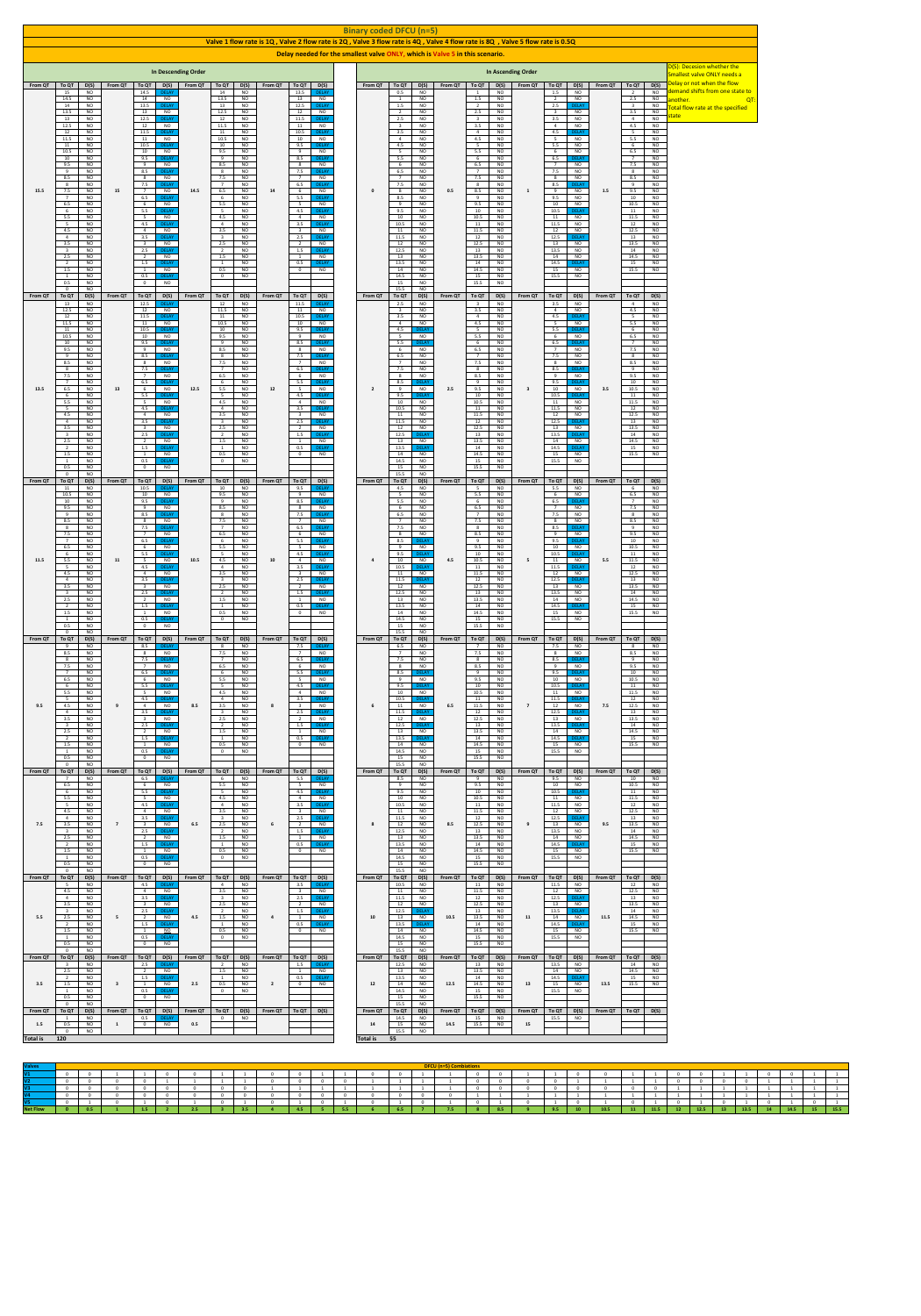# Binary coded DFCU (n=5)

**Valve 1 flow rate is 1Q , Valve 2 flow rate is 2Q , Valve 3 flow rate is 4Q , Valve 4 flow rate is 8Q , Valve 5 flow rate is 0.5Q**

**Delay needed for the smallest valve ONLY, which is Valve 5 in this scenario.**

D(S): Decesion whether the Smallest valve ONLY needs a Delay or not when the demand shifts from one state to another. QT: Total flow rate at the specified state

## In Descending Order

| From QT | To QT | D(S) | From QT | To QT | D(S) | From QT | To QT | D(S) | From QT | To QT | D(S) |
|---|---|---|---|---|---|---|---|---|---|---|---|
| 15.5 | 15 | NO | 15 | 14.5 | DELAY | 14.5 | 14 | NO | 14 | 13.5 | DELAY |
| | 14.5 | NO | | 14 | NO | | 13.5 | NO | | 13 | NO |
| | 14 | NO | | 13.5 | DELAY | | 13 | NO | | 12.5 | DELAY |
| | 13.5 | NO | | 13 | NO | | 12.5 | NO | | 12 | NO |
| | 13 | NO | | 12.5 | DELAY | | 12 | NO | | 11.5 | DELAY |
| | 12.5 | NO | | 12 | NO | | 11.5 | NO | | 11 | NO |
| | 12 | NO | | 11.5 | DELAY | | 11 | NO | | 10.5 | DELAY |
| | 11.5 | NO | | 11 | NO | | 10.5 | NO | | 10 | NO |
| | 11 | NO | | 10.5 | DELAY | | 10 | NO | | 9.5 | DELAY |
| | 10.5 | NO | | 10 | NO | | 9.5 | NO | | 9 | NO |
| | 10 | NO | | 9.5 | DELAY | | 9 | NO | | 8.5 | DELAY |
| | 9.5 | NO | | 9 | NO | | 8.5 | NO | | 8 | NO |
| | 9 | NO | | 8.5 | DELAY | | 8 | NO | | 7.5 | DELAY |
| | 8.5 | NO | | 8 | NO | | 7.5 | NO | | 7 | NO |
| | 8 | NO | | 7.5 | DELAY | | 7 | NO | | 6.5 | DELAY |
| | 7.5 | NO | | 7 | NO | | 6.5 | NO | | 6 | NO |
| | 7 | NO | | 6.5 | DELAY | | 6 | NO | | 5.5 | DELAY |
| | 6.5 | NO | | 6 | NO | | 5.5 | NO | | 5 | NO |
| | 6 | NO | | 5.5 | DELAY | | 5 | NO | | 4.5 | DELAY |
| | 5.5 | NO | | 5 | NO | | 4.5 | NO | | 4 | NO |
| | 5 | NO | | 4.5 | DELAY | | 4 | NO | | 3.5 | DELAY |
| | 4.5 | NO | | 4 | NO | | 3.5 | NO | | 3 | NO |
| | 4 | NO | | 3.5 | DELAY | | 3 | NO | | 2.5 | DELAY |
| | 3.5 | NO | | 3 | NO | | 2.5 | NO | | 2 | NO |
| | 3 | NO | | 2.5 | DELAY | | 2 | NO | | 1.5 | DELAY |
| | 2.5 | NO | | 2 | NO | | 1.5 | NO | | 1 | NO |
| | 2 | NO | | 1.5 | DELAY | | 1 | NO | | 0.5 | DELAY |
| | 1.5 | NO | | 1 | NO | | 0.5 | NO | | 0 | NO |
| | 1 | NO | | 0.5 | DELAY | | 0 | NO | | | |
| | 0.5 | NO | | 0 | NO | | | | | | |
| | 0 | NO | | | | | | | | | |

| From QT | To QT | D(S) | From QT | To QT | D(S) | From QT | To QT | D(S) | From QT | To QT | D(S) |
|---|---|---|---|---|---|---|---|---|---|---|---|
| 13.5 | 13 | NO | 13 | 12.5 | DELAY | 12.5 | 12 | NO | 12 | 11.5 | DELAY |
| | 12.5 | NO | | 12 | NO | | 11.5 | NO | | 11 | NO |
| | 12 | NO | | 11.5 | DELAY | | 11 | NO | | 10.5 | DELAY |
| | 11.5 | NO | | 11 | NO | | 10.5 | NO | | 10 | NO |
| | 11 | NO | | 10.5 | DELAY | | 10 | NO | | 9.5 | DELAY |
| | 10.5 | NO | | 10 | NO | | 9.5 | NO | | 9 | NO |
| | 10 | NO | | 9.5 | DELAY | | 9 | NO | | 8.5 | DELAY |
| | 9.5 | NO | | 9 | NO | | 8.5 | NO | | 8 | NO |
| | 9 | NO | | 8.5 | DELAY | | 8 | NO | | 7.5 | DELAY |
| | 8.5 | NO | | 8 | NO | | 7.5 | NO | | 7 | NO |
| | 8 | NO | | 7.5 | DELAY | | 7 | NO | | 6.5 | DELAY |
| | 7.5 | NO | | 7 | NO | | 6.5 | NO | | 6 | NO |
| | 7 | NO | | 6.5 | DELAY | | 6 | NO | | 5.5 | DELAY |
| | 6.5 | NO | | 6 | NO | | 5.5 | NO | | 5 | NO |
| | 6 | NO | | 5.5 | DELAY | | 5 | NO | | 4.5 | DELAY |
| | 5.5 | NO | | 5 | NO | | 4.5 | NO | | 4 | NO |
| | 5 | NO | | 4.5 | DELAY | | 4 | NO | | 3.5 | DELAY |
| | 4.5 | NO | | 4 | NO | | 3.5 | NO | | 3 | NO |
| | 4 | NO | | 3.5 | DELAY | | 3 | NO | | 2.5 | DELAY |
| | 3.5 | NO | | 3 | NO | | 2.5 | NO | | 2 | NO |
| | 3 | NO | | 2.5 | DELAY | | 2 | NO | | 1.5 | DELAY |
| | 2.5 | NO | | 2 | NO | | 1.5 | NO | | 1 | NO |
| | 2 | NO | | 1.5 | DELAY | | 1 | NO | | 0.5 | DELAY |
| | 1.5 | NO | | 1 | NO | | 0.5 | NO | | 0 | NO |
| | 1 | NO | | 0.5 | DELAY | | 0 | NO | | | |
| | 0.5 | NO | | 0 | NO | | | | | | |
| | 0 | NO | | | | | | | | | |

| From QT | To QT | D(S) | From QT | To QT | D(S) | From QT | To QT | D(S) | From QT | To QT | D(S) |
|---|---|---|---|---|---|---|---|---|---|---|---|
| 11.5 | 11 | NO | 11 | 10.5 | DELAY | 10.5 | 10 | NO | 10 | 9.5 | DELAY |
| | 10.5 | NO | | 10 | NO | | 9.5 | NO | | 9 | NO |
| | 10 | NO | | 9.5 | DELAY | | 9 | NO | | 8.5 | DELAY |
| | 9.5 | NO | | 9 | NO | | 8.5 | NO | | 8 | NO |
| | 9 | NO | | 8.5 | DELAY | | 8 | NO | | 7.5 | DELAY |
| | 8.5 | NO | | 8 | NO | | 7.5 | NO | | 7 | NO |
| | 8 | NO | | 7.5 | DELAY | | 7 | NO | | 6.5 | DELAY |
| | 7.5 | NO | | 7 | NO | | 6.5 | NO | | 6 | NO |
| | 7 | NO | | 6.5 | DELAY | | 6 | NO | | 5.5 | DELAY |
| | 6.5 | NO | | 6 | NO | | 5.5 | NO | | 5 | NO |
| | 6 | NO | | 5.5 | DELAY | | 5 | NO | | 4.5 | DELAY |
| | 5.5 | NO | | 5 | NO | | 4.5 | NO | | 4 | NO |
| | 5 | NO | | 4.5 | DELAY | | 4 | NO | | 3.5 | DELAY |
| | 4.5 | NO | | 4 | NO | | 3.5 | NO | | 3 | NO |
| | 4 | NO | | 3.5 | DELAY | | 3 | NO | | 2.5 | DELAY |
| | 3.5 | NO | | 3 | NO | | 2.5 | NO | | 2 | NO |
| | 3 | NO | | 2.5 | DELAY | | 2 | NO | | 1.5 | DELAY |
| | 2.5 | NO | | 2 | NO | | 1.5 | NO | | 1 | NO |
| | 2 | NO | | 1.5 | DELAY | | 1 | NO | | 0.5 | DELAY |
| | 1.5 | NO | | 1 | NO | | 0.5 | NO | | 0 | NO |
| | 1 | NO | | 0.5 | DELAY | | 0 | NO | | | |
| | 0.5 | NO | | 0 | NO | | | | | | |
| | 0 | NO | | | | | | | | | |

| From QT | To QT | D(S) | From QT | To QT | D(S) | From QT | To QT | D(S) | From QT | To QT | D(S) |
|---|---|---|---|---|---|---|---|---|---|---|---|
| 9.5 | 9 | NO | 9 | 8.5 | DELAY | 8.5 | 8 | NO | 8 | 7.5 | DELAY |
| | 8.5 | NO | | 8 | NO | | 7.5 | NO | | 7 | NO |
| | 8 | NO | | 7.5 | DELAY | | 7 | NO | | 6.5 | DELAY |
| | 7.5 | NO | | 7 | NO | | 6.5 | NO | | 6 | NO |
| | 7 | NO | | 6.5 | DELAY | | 6 | NO | | 5.5 | DELAY |
| | 6.5 | NO | | 6 | NO | | 5.5 | NO | | 5 | NO |
| | 6 | NO | | 5.5 | DELAY | | 5 | NO | | 4.5 | DELAY |
| | 5.5 | NO | | 5 | NO | | 4.5 | NO | | 4 | NO |
| | 5 | NO | | 4.5 | DELAY | | 4 | NO | | 3.5 | DELAY |
| | 4.5 | NO | | 4 | NO | | 3.5 | NO | | 3 | NO |
| | 4 | NO | | 3.5 | DELAY | | 3 | NO | | 2.5 | DELAY |
| | 3.5 | NO | | 3 | NO | | 2.5 | NO | | 2 | NO |
| | 3 | NO | | 2.5 | DELAY | | 2 | NO | | 1.5 | DELAY |
| | 2.5 | NO | | 2 | NO | | 1.5 | NO | | 1 | NO |
| | 2 | NO | | 1.5 | DELAY | | 1 | NO | | 0.5 | DELAY |
| | 1.5 | NO | | 1 | NO | | 0.5 | NO | | 0 | NO |
| | 1 | NO | | 0.5 | DELAY | | 0 | NO | | | |
| | 0.5 | NO | | 0 | NO | | | | | | |
| | 0 | NO | | | | | | | | | |

| From QT | To QT | D(S) | From QT | To QT | D(S) | From QT | To QT | D(S) | From QT | To QT | D(S) |
|---|---|---|---|---|---|---|---|---|---|---|---|
| 7.5 | 7 | NO | 7 | 6.5 | DELAY | 6.5 | 6 | NO | 6 | 5.5 | DELAY |
| | 6.5 | NO | | 6 | NO | | 5.5 | NO | | 5 | NO |
| | 6 | NO | | 5.5 | DELAY | | 5 | NO | | 4.5 | DELAY |
| | 5.5 | NO | | 5 | NO | | 4.5 | NO | | 4 | NO |
| | 5 | NO | | 4.5 | DELAY | | 4 | NO | | 3.5 | DELAY |
| | 4.5 | NO | | 4 | NO | | 3.5 | NO | | 3 | NO |
| | 4 | NO | | 3.5 | DELAY | | 3 | NO | | 2.5 | DELAY |
| | 3.5 | NO | | 3 | NO | | 2.5 | NO | | 2 | NO |
| | 3 | NO | | 2.5 | DELAY | | 2 | NO | | 1.5 | DELAY |
| | 2.5 | NO | | 2 | NO | | 1.5 | NO | | 1 | NO |
| | 2 | NO | | 1.5 | DELAY | | 1 | NO | | 0.5 | DELAY |
| | 1.5 | NO | | 1 | NO | | 0.5 | NO | | 0 | NO |
| | 1 | NO | | 0.5 | DELAY | | 0 | NO | | | |
| | 0.5 | NO | | 0 | NO | | | | | | |
| | 0 | NO | | | | | | | | | |

| From QT | To QT | D(S) | From QT | To QT | D(S) | From QT | To QT | D(S) | From QT | To QT | D(S) |
|---|---|---|---|---|---|---|---|---|---|---|---|
| 5.5 | 5 | NO | 5 | 4.5 | DELAY | 4.5 | 4 | NO | 4 | 3.5 | DELAY |
| | 4.5 | NO | | 4 | NO | | 3.5 | NO | | 3 | NO |
| | 4 | NO | | 3.5 | DELAY | | 3 | NO | | 2.5 | DELAY |
| | 3.5 | NO | | 3 | NO | | 2.5 | NO | | 2 | NO |
| | 3 | NO | | 2.5 | DELAY | | 2 | NO | | 1.5 | DELAY |
| | 2.5 | NO | | 2 | NO | | 1.5 | NO | | 1 | NO |
| | 2 | NO | | 1.5 | DELAY | | 1 | NO | | 0.5 | DELAY |
| | 1.5 | NO | | 1 | NO | | 0.5 | NO | | 0 | NO |
| | 1 | NO | | 0.5 | DELAY | | 0 | NO | | | |
| | 0.5 | NO | | 0 | NO | | | | | | |
| | 0 | NO | | | | | | | | | |

| From QT | To QT | D(S) | From QT | To QT | D(S) | From QT | To QT | D(S) | From QT | To QT | D(S) |
|---|---|---|---|---|---|---|---|---|---|---|---|
| 3.5 | 3 | NO | 3 | 2.5 | DELAY | 2.5 | 2 | NO | 2 | 1.5 | DELAY |
| | 2.5 | NO | | 2 | NO | | 1.5 | NO | | 1 | NO |
| | 2 | NO | | 1.5 | DELAY | | 1 | NO | | 0.5 | DELAY |
| | 1.5 | NO | | 1 | NO | | 0.5 | NO | | 0 | NO |
| | 1 | NO | | 0.5 | DELAY | | 0 | NO | | | |
| | 0.5 | NO | | 0 | NO | | | | | | |
| | 0 | NO | | | | | | | | | |

| From QT | To QT | D(S) | From QT | To QT | D(S) | From QT | To QT | D(S) |
|---|---|---|---|---|---|---|---|---|
| 1.5 | 1 | NO | 1 | 0.5 | DELAY | 0.5 | 0 | NO |
| | 0.5 | NO | | 0 | NO | | | |
| | 0 | NO | | | | | | |

Total is 120

## In Ascending Order

| From QT | To QT | D(S) | From QT | To QT | D(S) | From QT | To QT | D(S) | From QT | To QT | D(S) |
|---|---|---|---|---|---|---|---|---|---|---|---|
| 0 | 0.5 | NO | 0.5 | 1 | NO | 1 | 1.5 | NO | 1.5 | 2 | NO |
| | 1 | NO | | 1.5 | NO | | 2 | NO | | 2.5 | NO |
| | 1.5 | NO | | 2 | NO | | 2.5 | DELAY | | 3 | NO |
| | 2 | NO | | 2.5 | NO | | 3 | NO | | 3.5 | NO |
| | 2.5 | NO | | 3 | NO | | 3.5 | NO | | 4 | NO |
| | 3 | NO | | 3.5 | NO | | 4 | NO | | 4.5 | NO |
| | 3.5 | NO | | 4 | NO | | 4.5 | DELAY | | 5 | NO |
| | 4 | NO | | 4.5 | NO | | 5 | NO | | 5.5 | NO |
| | 4.5 | NO | | 5 | NO | | 5.5 | NO | | 6 | NO |
| | 5 | NO | | 5.5 | NO | | 6 | NO | | 6.5 | NO |
| | 5.5 | NO | | 6 | NO | | 6.5 | DELAY | | 7 | NO |
| | 6 | NO | | 6.5 | NO | | 7 | NO | | 7.5 | NO |
| | 6.5 | NO | | 7 | NO | | 7.5 | NO | | 8 | NO |
| | 7 | NO | | 7.5 | NO | | 8 | NO | | 8.5 | NO |
| | 7.5 | NO | | 8 | NO | | 8.5 | DELAY | | 9 | NO |
| | 8 | NO | | 8.5 | NO | | 9 | NO | | 9.5 | NO |
| | 8.5 | NO | | 9 | NO | | 9.5 | NO | | 10 | NO |
| | 9 | NO | | 9.5 | NO | | 10 | NO | | 10.5 | NO |
| | 9.5 | NO | | 10 | NO | | 10.5 | DELAY | | 11 | NO |
| | 10 | NO | | 10.5 | NO | | 11 | NO | | 11.5 | NO |
| | 10.5 | NO | | 11 | NO | | 11.5 | NO | | 12 | NO |
| | 11 | NO | | 11.5 | NO | | 12 | NO | | 12.5 | NO |
| | 11.5 | NO | | 12 | NO | | 12.5 | DELAY | | 13 | NO |
| | 12 | NO | | 12.5 | NO | | 13 | NO | | 13.5 | NO |
| | 12.5 | NO | | 13 | NO | | 13.5 | NO | | 14 | NO |
| | 13 | NO | | 13.5 | NO | | 14 | NO | | 14.5 | NO |
| | 13.5 | NO | | 14 | NO | | 14.5 | DELAY | | 15 | NO |
| | 14 | NO | | 14.5 | NO | | 15 | NO | | 15.5 | NO |
| | 14.5 | NO | | 15 | NO | | 15.5 | NO | | | |
| | 15 | NO | | 15.5 | NO | | | | | | |
| | 15.5 | NO | | | | | | | | | |

| From QT | To QT | D(S) | From QT | To QT | D(S) | From QT | To QT | D(S) | From QT | To QT | D(S) |
|---|---|---|---|---|---|---|---|---|---|---|---|
| 2 | 2.5 | NO | 2.5 | 3 | NO | 3 | 3.5 | NO | 3.5 | 4 | NO |
| | 3 | NO | | 3.5 | NO | | 4 | NO | | 4.5 | NO |
| | 3.5 | NO | | 4 | NO | | 4.5 | DELAY | | 5 | NO |
| | 4 | NO | | 4.5 | NO | | 5 | NO | | 5.5 | NO |
| | 4.5 | DELAY | | 5 | NO | | 5.5 | DELAY | | 6 | NO |
| | 5 | NO | | 5.5 | NO | | 6 | NO | | 6.5 | NO |
| | 5.5 | DELAY | | 6 | NO | | 6.5 | DELAY | | 7 | NO |
| | 6 | NO | | 6.5 | NO | | 7 | NO | | 7.5 | NO |
| | 6.5 | NO | | 7 | NO | | 7.5 | NO | | 8 | NO |
| | 7 | NO | | 7.5 | NO | | 8 | NO | | 8.5 | NO |
| | 7.5 | NO | | 8 | NO | | 8.5 | DELAY | | 9 | NO |
| | 8 | NO | | 8.5 | NO | | 9 | NO | | 9.5 | NO |
| | 8.5 | DELAY | | 9 | NO | | 9.5 | DELAY | | 10 | NO |
| | 9 | NO | | 9.5 | NO | | 10 | NO | | 10.5 | NO |
| | 9.5 | DELAY | | 10 | NO | | 10.5 | DELAY | | 11 | NO |
| | 10 | NO | | 10.5 | NO | | 11 | NO | | 11.5 | NO |
| | 10.5 | NO | | 11 | NO | | 11.5 | NO | | 12 | NO |
| | 11 | NO | | 11.5 | NO | | 12 | NO | | 12.5 | NO |
| | 11.5 | NO | | 12 | NO | | 12.5 | DELAY | | 13 | NO |
| | 12 | NO | | 12.5 | NO | | 13 | NO | | 13.5 | NO |
| | 12.5 | DELAY | | 13 | NO | | 13.5 | DELAY | | 14 | NO |
| | 13 | NO | | 13.5 | NO | | 14 | NO | | 14.5 | NO |
| | 13.5 | DELAY | | 14 | NO | | 14.5 | DELAY | | 15 | NO |
| | 14 | NO | | 14.5 | NO | | 15 | NO | | 15.5 | NO |
| | 14.5 | NO | | 15 | NO | | 15.5 | NO | | | |
| | 15 | NO | | 15.5 | NO | | | | | | |
| | 15.5 | NO | | | | | | | | | |

| From QT | To QT | D(S) | From QT | To QT | D(S) | From QT | To QT | D(S) | From QT | To QT | D(S) |
|---|---|---|---|---|---|---|---|---|---|---|---|
| 4 | 4.5 | NO | 4.5 | 5 | NO | 5 | 5.5 | NO | 5.5 | 6 | NO |
| | 5 | NO | | 5.5 | NO | | 6 | NO | | 6.5 | NO |
| | 5.5 | NO | | 6 | NO | | 6.5 | DELAY | | 7 | NO |
| | 6 | NO | | 6.5 | NO | | 7 | NO | | 7.5 | NO |
| | 6.5 | NO | | 7 | NO | | 7.5 | NO | | 8 | NO |
| | 7 | NO | | 7.5 | NO | | 8 | NO | | 8.5 | NO |
| | 7.5 | NO | | 8 | NO | | 8.5 | DELAY | | 9 | NO |
| | 8 | NO | | 8.5 | NO | | 9 | NO | | 9.5 | NO |
| | 8.5 | DELAY | | 9 | NO | | 9.5 | DELAY | | 10 | NO |
| | 9 | NO | | 9.5 | NO | | 10 | NO | | 10.5 | NO |
| | 9.5 | DELAY | | 10 | NO | | 10.5 | DELAY | | 11 | NO |
| | 10 | NO | | 10.5 | NO | | 11 | NO | | 11.5 | NO |
| | 10.5 | DELAY | | 11 | NO | | 11.5 | DELAY | | 12 | NO |
| | 11 | NO | | 11.5 | NO | | 12 | NO | | 12.5 | NO |
| | 11.5 | DELAY | | 12 | NO | | 12.5 | DELAY | | 13 | NO |
| | 12 | NO | | 12.5 | NO | | 13 | NO | | 13.5 | NO |
| | 12.5 | NO | | 13 | NO | | 13.5 | NO | | 14 | NO |
| | 13 | NO | | 13.5 | NO | | 14 | NO | | 14.5 | NO |
| | 13.5 | NO | | 14 | NO | | 14.5 | DELAY | | 15 | NO |
| | 14 | NO | | 14.5 | NO | | 15 | NO | | 15.5 | NO |
| | 14.5 | NO | | 15 | NO | | 15.5 | NO | | | |
| | 15 | NO | | 15.5 | NO | | | | | | |
| | 15.5 | NO | | | | | | | | | |

| From QT | To QT | D(S) | From QT | To QT | D(S) | From QT | To QT | D(S) | From QT | To QT | D(S) |
|---|---|---|---|---|---|---|---|---|---|---|---|
| 6 | 6.5 | NO | 6.5 | 7 | NO | 7 | 7.5 | NO | 7.5 | 8 | NO |
| | 7 | NO | | 7.5 | NO | | 8 | NO | | 8.5 | NO |
| | 7.5 | NO | | 8 | NO | | 8.5 | DELAY | | 9 | NO |
| | 8 | NO | | 8.5 | NO | | 9 | NO | | 9.5 | NO |
| | 8.5 | DELAY | | 9 | NO | | 9.5 | DELAY | | 10 | NO |
| | 9 | NO | | 9.5 | NO | | 10 | NO | | 10.5 | NO |
| | 9.5 | DELAY | | 10 | NO | | 10.5 | DELAY | | 11 | NO |
| | 10 | NO | | 10.5 | NO | | 11 | NO | | 11.5 | NO |
| | 10.5 | DELAY | | 11 | NO | | 11.5 | DELAY | | 12 | NO |
| | 11 | NO | | 11.5 | NO | | 12 | NO | | 12.5 | NO |
| | 11.5 | DELAY | | 12 | NO | | 12.5 | DELAY | | 13 | NO |
| | 12 | NO | | 12.5 | NO | | 13 | NO | | 13.5 | NO |
| | 12.5 | DELAY | | 13 | NO | | 13.5 | DELAY | | 14 | NO |
| | 13 | NO | | 13.5 | NO | | 14 | NO | | 14.5 | NO |
| | 13.5 | DELAY | | 14 | NO | | 14.5 | DELAY | | 15 | NO |
| | 14 | NO | | 14.5 | NO | | 15 | NO | | 15.5 | NO |
| | 14.5 | NO | | 15 | NO | | 15.5 | NO | | | |
| | 15 | NO | | 15.5 | NO | | | | | | |
| | 15.5 | NO | | | | | | | | | |

| From QT | To QT | D(S) | From QT | To QT | D(S) | From QT | To QT | D(S) | From QT | To QT | D(S) |
|---|---|---|---|---|---|---|---|---|---|---|---|
| 8 | 8.5 | NO | 8.5 | 9 | NO | 9 | 9.5 | NO | 9.5 | 10 | NO |
| | 9 | NO | | 9.5 | NO | | 10 | NO | | 10.5 | NO |
| | 9.5 | NO | | 10 | NO | | 10.5 | DELAY | | 11 | NO |
| | 10 | NO | | 10.5 | NO | | 11 | NO | | 11.5 | NO |
| | 10.5 | NO | | 11 | NO | | 11.5 | NO | | 12 | NO |
| | 11 | NO | | 11.5 | NO | | 12 | NO | | 12.5 | NO |
| | 11.5 | NO | | 12 | NO | | 12.5 | DELAY | | 13 | NO |
| | 12 | NO | | 12.5 | NO | | 13 | NO | | 13.5 | NO |
| | 12.5 | NO | | 13 | NO | | 13.5 | NO | | 14 | NO |
| | 13 | NO | | 13.5 | NO | | 14 | NO | | 14.5 | NO |
| | 13.5 | NO | | 14 | NO | | 14.5 | DELAY | | 15 | NO |
| | 14 | NO | | 14.5 | NO | | 15 | NO | | 15.5 | NO |
| | 14.5 | NO | | 15 | NO | | 15.5 | NO | | | |
| | 15 | NO | | 15.5 | NO | | | | | | |
| | 15.5 | NO | | | | | | | | | |

| From QT | To QT | D(S) | From QT | To QT | D(S) | From QT | To QT | D(S) | From QT | To QT | D(S) |
|---|---|---|---|---|---|---|---|---|---|---|---|
| 10 | 10.5 | NO | 10.5 | 11 | NO | 11 | 11.5 | NO | 11.5 | 12 | NO |
| | 11 | NO | | 11.5 | NO | | 12 | NO | | 12.5 | NO |
| | 11.5 | NO | | 12 | NO | | 12.5 | DELAY | | 13 | NO |
| | 12 | NO | | 12.5 | NO | | 13 | NO | | 13.5 | NO |
| | 12.5 | DELAY | | 13 | NO | | 13.5 | DELAY | | 14 | NO |
| | 13 | NO | | 13.5 | NO | | 14 | NO | | 14.5 | NO |
| | 13.5 | DELAY | | 14 | NO | | 14.5 | DELAY | | 15 | NO |
| | 14 | NO | | 14.5 | NO | | 15 | NO | | 15.5 | NO |
| | 14.5 | NO | | 15 | NO | | 15.5 | NO | | | |
| | 15 | NO | | 15.5 | NO | | | | | | |
| | 15.5 | NO | | | | | | | | | |

| From QT | To QT | D(S) | From QT | To QT | D(S) | From QT | To QT | D(S) | From QT | To QT | D(S) |
|---|---|---|---|---|---|---|---|---|---|---|---|
| 12 | 12.5 | NO | 12.5 | 13 | NO | 13 | 13.5 | NO | 13.5 | 14 | NO |
| | 13 | NO | | 13.5 | NO | | 14 | NO | | 14.5 | NO |
| | 13.5 | NO | | 14 | NO | | 14.5 | DELAY | | 15 | NO |
| | 14 | NO | | 14.5 | NO | | 15 | NO | | 15.5 | NO |
| | 14.5 | NO | | 15 | NO | | 15.5 | NO | | | |
| | 15 | NO | | 15.5 | NO | | | | | | |
| | 15.5 | NO | | | | | | | | | |

| From QT | To QT | D(S) | From QT | To QT | D(S) | From QT | To QT | D(S) |
|---|---|---|---|---|---|---|---|---|
| 14 | 14.5 | NO | 14.5 | 15 | NO | 15 | 15.5 | NO |
| | 15 | NO | | 15.5 | NO | | | |
| | 15.5 | NO | | | | | | |

Total is 55

| Valves | DFCU (n=5) Combinations | | | | | | | | | | | | | | | | | | | | | | | | | | | | | | | |
|---|---|---|---|---|---|---|---|---|---|---|---|---|---|---|---|---|---|---|---|---|---|---|---|---|---|---|---|---|---|---|---|---|
| V1 | 0 | 0 | 1 | 1 | 0 | 0 | 1 | 1 | 0 | 0 | 1 | 1 | 0 | 0 | 1 | 1 | 0 | 0 | 1 | 1 | 0 | 0 | 1 | 1 | 0 | 0 | 1 | 1 | 0 | 0 | 1 | 1 |
| V2 | 0 | 0 | 0 | 0 | 1 | 1 | 1 | 1 | 0 | 0 | 0 | 0 | 1 | 1 | 1 | 1 | 0 | 0 | 0 | 0 | 1 | 1 | 1 | 1 | 0 | 0 | 0 | 0 | 1 | 1 | 1 | 1 |
| V3 | 0 | 0 | 0 | 0 | 0 | 0 | 0 | 0 | 1 | 1 | 1 | 1 | 1 | 1 | 1 | 1 | 0 | 0 | 0 | 0 | 0 | 0 | 0 | 0 | 1 | 1 | 1 | 1 | 1 | 1 | 1 | 1 |
| V4 | 0 | 0 | 0 | 0 | 0 | 0 | 0 | 0 | 0 | 0 | 0 | 0 | 0 | 0 | 0 | 0 | 1 | 1 | 1 | 1 | 1 | 1 | 1 | 1 | 1 | 1 | 1 | 1 | 1 | 1 | 1 | 1 |
| V5 | 0 | 1 | 0 | 1 | 0 | 1 | 0 | 1 | 0 | 1 | 0 | 1 | 0 | 1 | 0 | 1 | 0 | 1 | 0 | 1 | 0 | 1 | 0 | 1 | 0 | 1 | 0 | 1 | 0 | 1 | 0 | 1 |
| Net Flow | 0 | 0.5 | 1 | 1.5 | 2 | 2.5 | 3 | 3.5 | 4 | 4.5 | 5 | 5.5 | 6 | 6.5 | 7 | 7.5 | 8 | 8.5 | 9 | 9.5 | 10 | 10.5 | 11 | 11.5 | 12 | 12.5 | 13 | 13.5 | 14 | 14.5 | 15 | 15.5 |